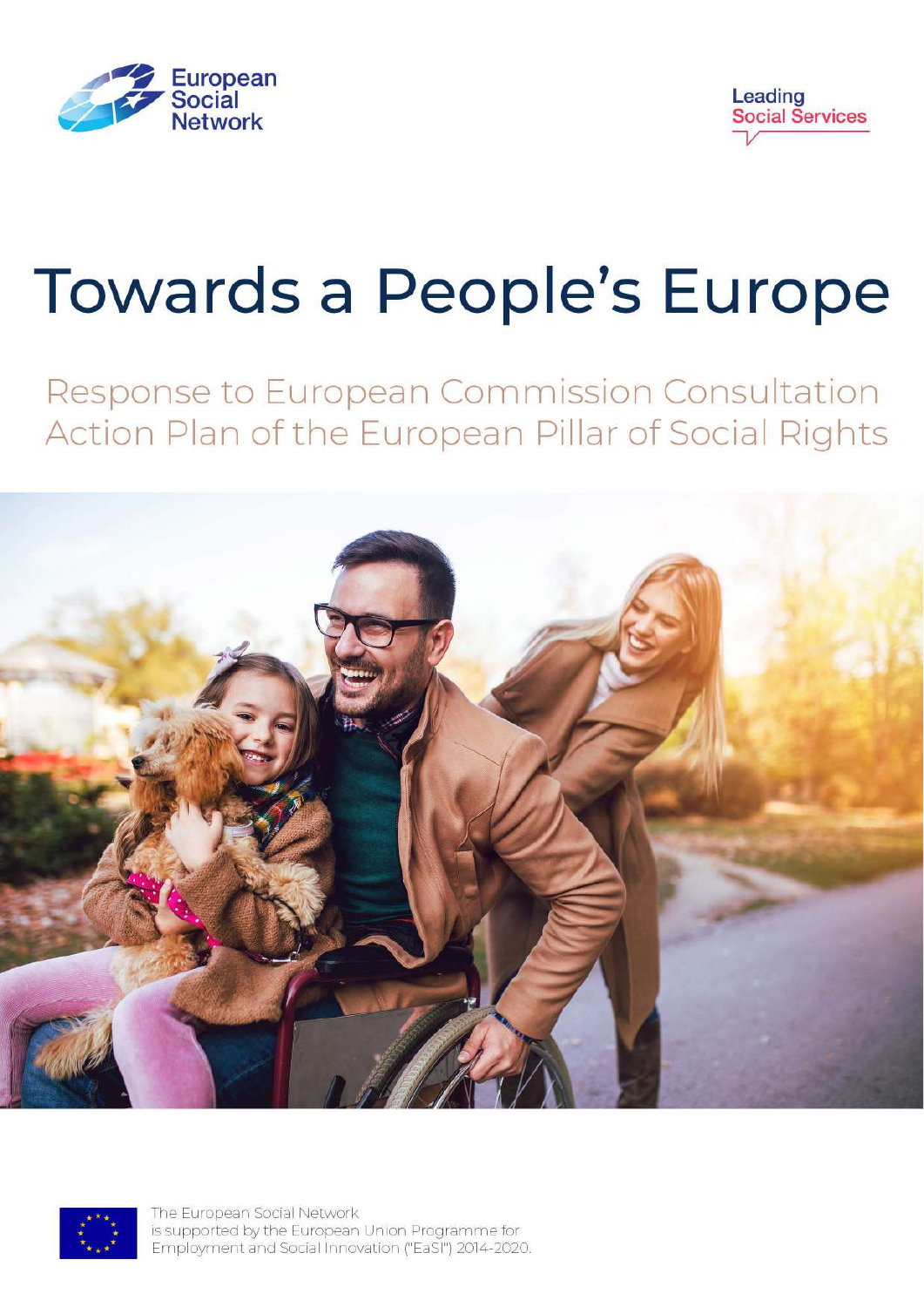European Social Network

Leading Social Services

# Towards a People's Europe

## Response to European Commission Consultation Action Plan of the European Pillar of Social Rights

The European Social Network is supported by the European Union Programme for Employment and Social Innovation ("EaSI") 2014-2020.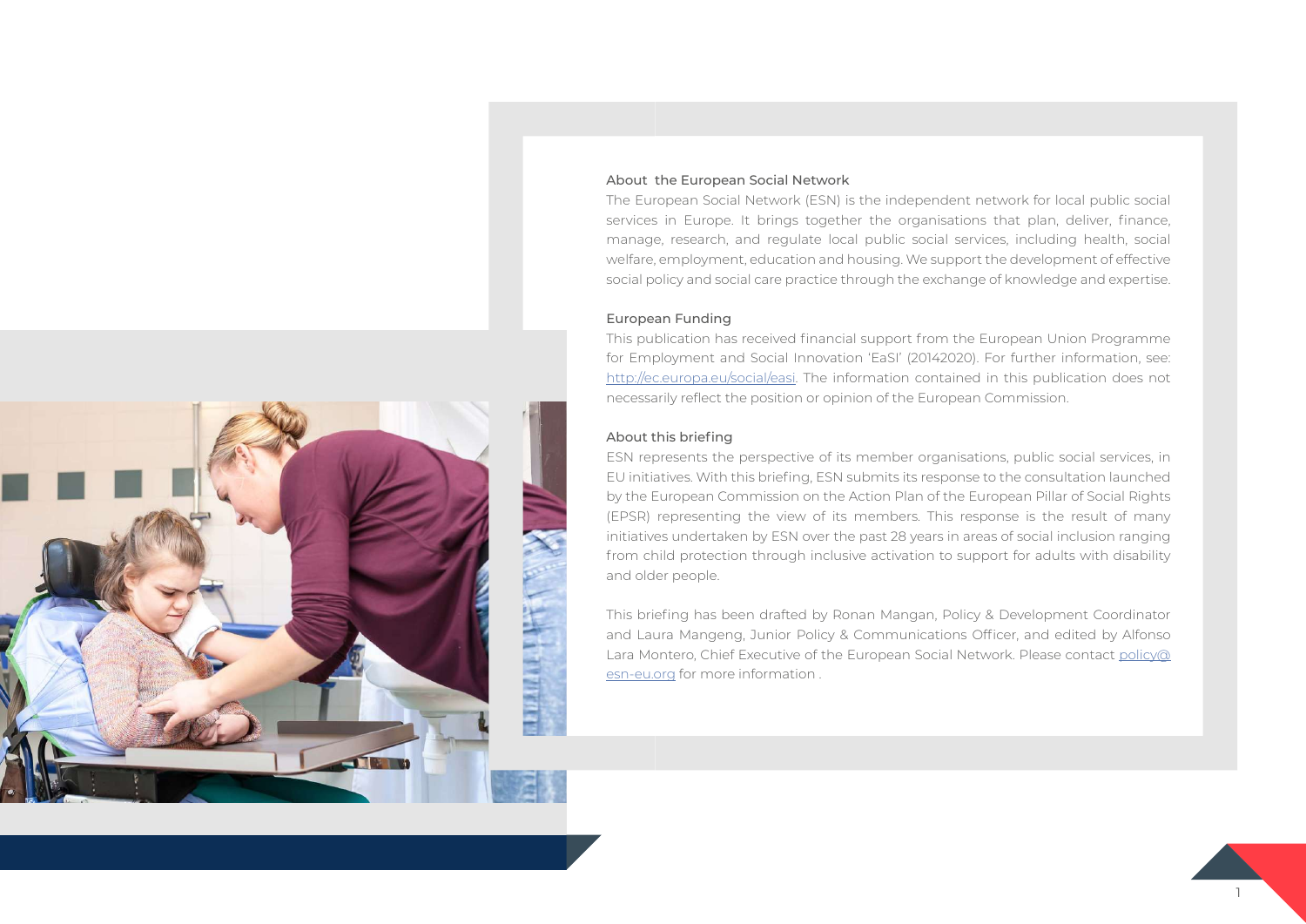## About the European Social Network

The European Social Network (ESN) is the independent network for local public social services in Europe. It brings together the organisations that plan, deliver, finance, manage, research, and regulate local public social services, including health, social welfare, employment, education and housing. We support the development of effective social policy and social care practice through the exchange of knowledge and expertise.

## European Funding

This publication has received financial support from the European Union Programme for Employment and Social Innovation 'EaSI' (20142020). For further information, see: http://ec.europa.eu/social/easi. The information contained in this publication does not necessarily reflect the position or opinion of the European Commission.

## About this briefing

ESN represents the perspective of its member organisations, public social services, in EU initiatives. With this briefing, ESN submits its response to the consultation launched by the European Commission on the Action Plan of the European Pillar of Social Rights (EPSR) representing the view of its members. This response is the result of many initiatives undertaken by ESN over the past 28 years in areas of social inclusion ranging from child protection through inclusive activation to support for adults with disability and older people.

This briefing has been drafted by Ronan Mangan, Policy & Development Coordinator and Laura Mangeng, Junior Policy & Communications Officer, and edited by Alfonso Lara Montero, Chief Executive of the European Social Network. Please contact policy@esn-eu.org for more information .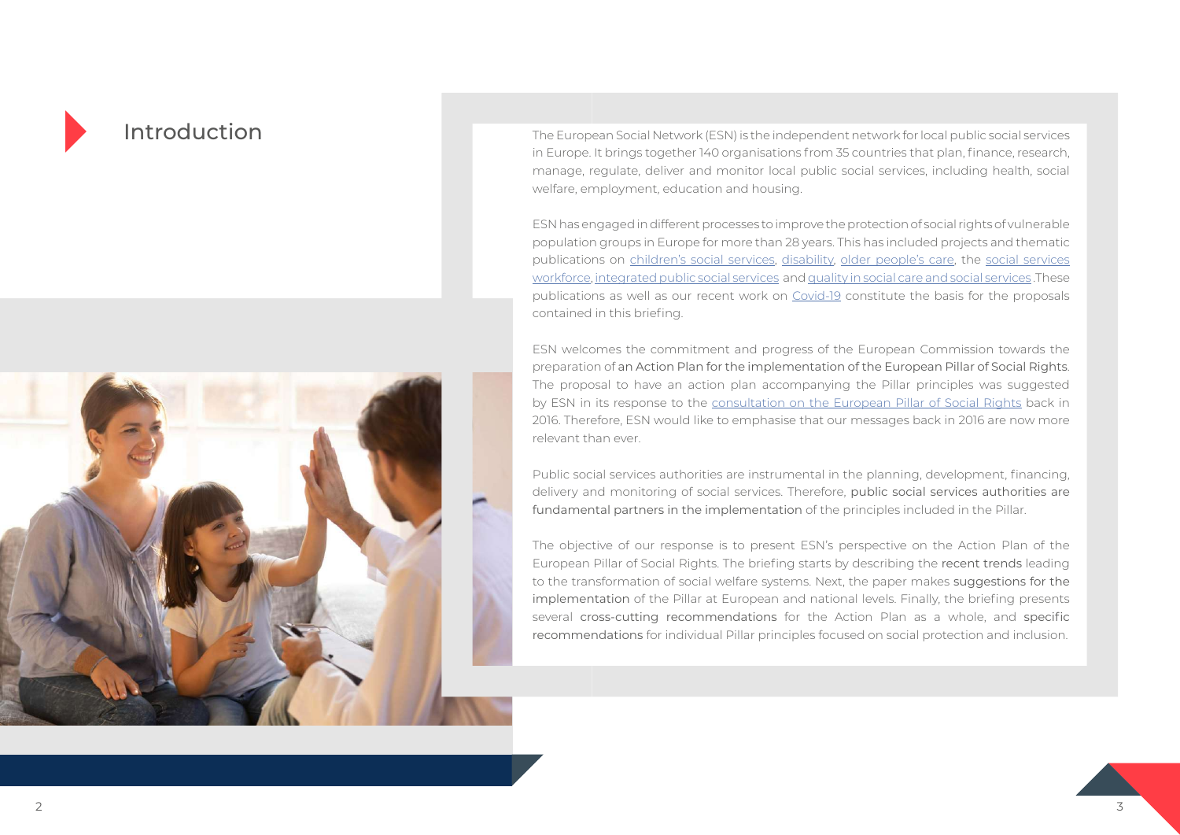# Introduction

The European Social Network (ESN) is the independent network for local public social services in Europe. It brings together 140 organisations from 35 countries that plan, finance, research, manage, regulate, deliver and monitor local public social services, including health, social welfare, employment, education and housing.

ESN has engaged in different processes to improve the protection of social rights of vulnerable population groups in Europe for more than 28 years. This has included projects and thematic publications on children's social services, disability, older people's care, the social services workforce, integrated public social services and quality in social care and social services .These publications as well as our recent work on Covid-19 constitute the basis for the proposals contained in this briefing.

ESN welcomes the commitment and progress of the European Commission towards the preparation of an Action Plan for the implementation of the European Pillar of Social Rights. The proposal to have an action plan accompanying the Pillar principles was suggested by ESN in its response to the consultation on the European Pillar of Social Rights back in 2016. Therefore, ESN would like to emphasise that our messages back in 2016 are now more relevant than ever.

Public social services authorities are instrumental in the planning, development, financing, delivery and monitoring of social services. Therefore, public social services authorities are fundamental partners in the implementation of the principles included in the Pillar.

The objective of our response is to present ESN's perspective on the Action Plan of the European Pillar of Social Rights. The briefing starts by describing the recent trends leading to the transformation of social welfare systems. Next, the paper makes suggestions for the implementation of the Pillar at European and national levels. Finally, the briefing presents several cross-cutting recommendations for the Action Plan as a whole, and specific recommendations for individual Pillar principles focused on social protection and inclusion.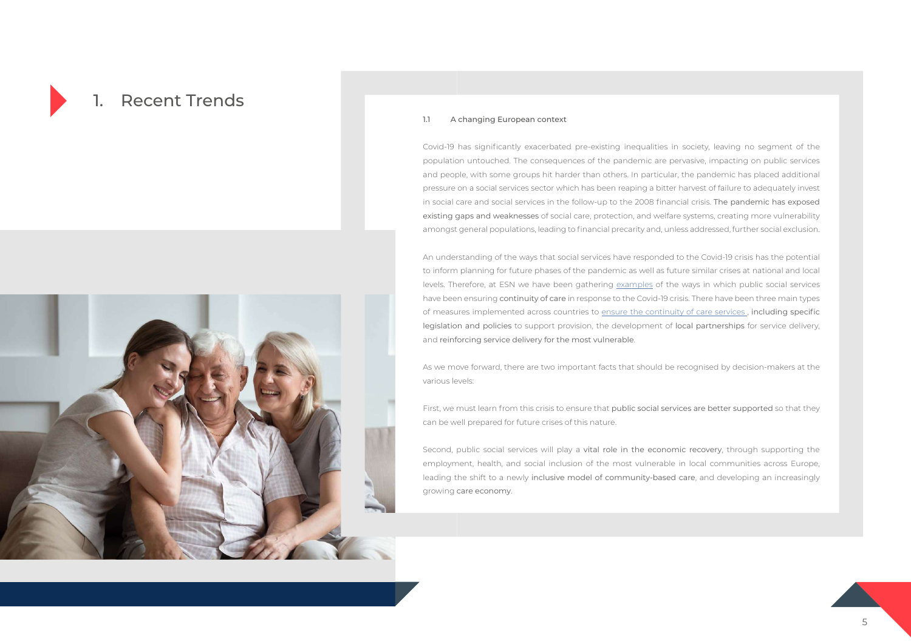# 1. Recent Trends

## 1.1 A changing European context

Covid-19 has significantly exacerbated pre-existing inequalities in society, leaving no segment of the population untouched. The consequences of the pandemic are pervasive, impacting on public services and people, with some groups hit harder than others. In particular, the pandemic has placed additional pressure on a social services sector which has been reaping a bitter harvest of failure to adequately invest in social care and social services in the follow-up to the 2008 financial crisis. The pandemic has exposed existing gaps and weaknesses of social care, protection, and welfare systems, creating more vulnerability amongst general populations, leading to financial precarity and, unless addressed, further social exclusion.

An understanding of the ways that social services have responded to the Covid-19 crisis has the potential to inform planning for future phases of the pandemic as well as future similar crises at national and local levels. Therefore, at ESN we have been gathering examples of the ways in which public social services have been ensuring continuity of care in response to the Covid-19 crisis. There have been three main types of measures implemented across countries to ensure the continuity of care services, including specific legislation and policies to support provision, the development of local partnerships for service delivery, and reinforcing service delivery for the most vulnerable.

As we move forward, there are two important facts that should be recognised by decision-makers at the various levels:

First, we must learn from this crisis to ensure that public social services are better supported so that they can be well prepared for future crises of this nature.

Second, public social services will play a vital role in the economic recovery, through supporting the employment, health, and social inclusion of the most vulnerable in local communities across Europe, leading the shift to a newly inclusive model of community-based care, and developing an increasingly growing care economy.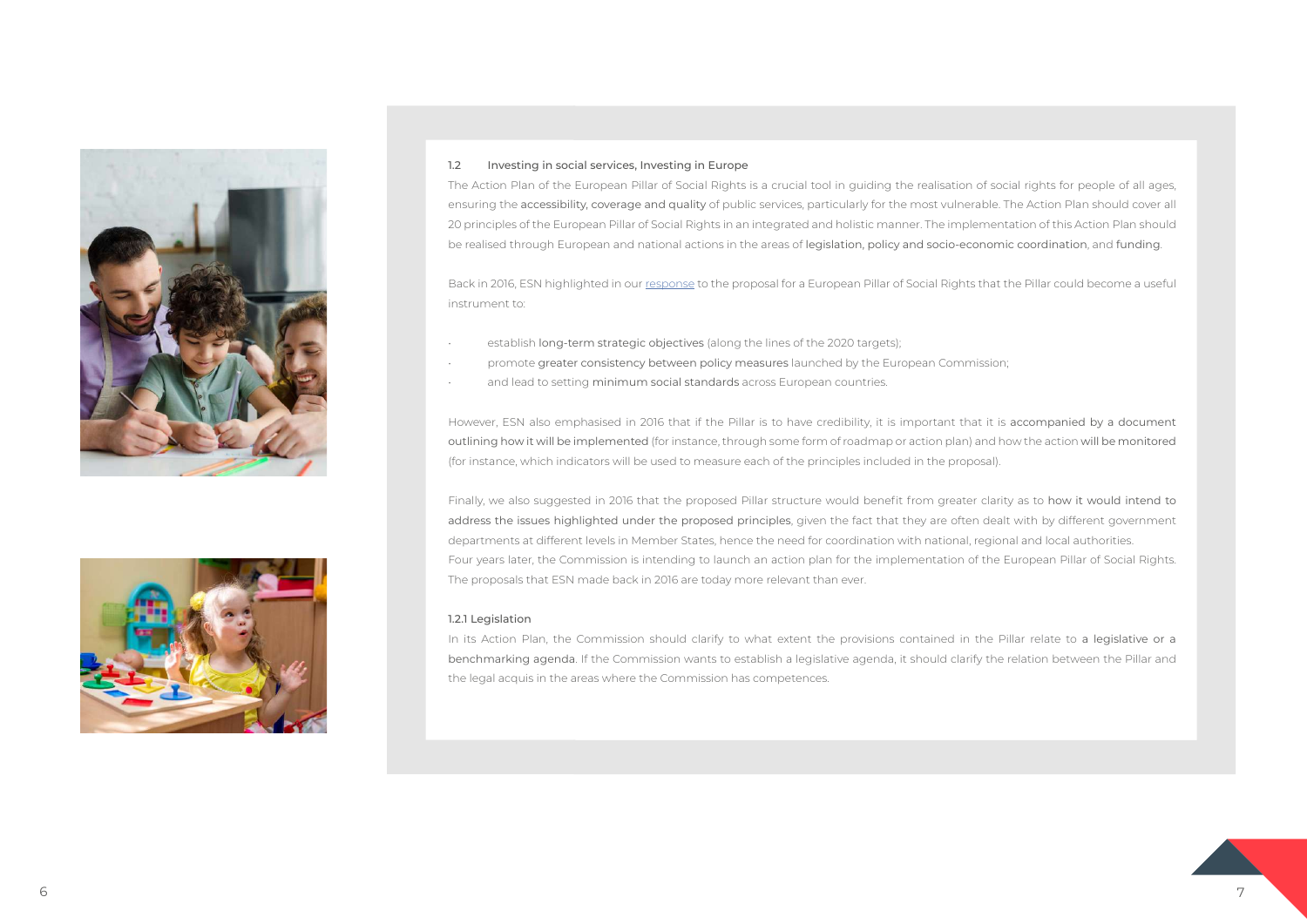## 1.2 Investing in social services, Investing in Europe

The Action Plan of the European Pillar of Social Rights is a crucial tool in guiding the realisation of social rights for people of all ages, ensuring the accessibility, coverage and quality of public services, particularly for the most vulnerable. The Action Plan should cover all 20 principles of the European Pillar of Social Rights in an integrated and holistic manner. The implementation of this Action Plan should be realised through European and national actions in the areas of legislation, policy and socio-economic coordination, and funding.

Back in 2016, ESN highlighted in our response to the proposal for a European Pillar of Social Rights that the Pillar could become a useful instrument to:

- establish long-term strategic objectives (along the lines of the 2020 targets);
- promote greater consistency between policy measures launched by the European Commission;
- and lead to setting minimum social standards across European countries.

However, ESN also emphasised in 2016 that if the Pillar is to have credibility, it is important that it is accompanied by a document outlining how it will be implemented (for instance, through some form of roadmap or action plan) and how the action will be monitored (for instance, which indicators will be used to measure each of the principles included in the proposal).

Finally, we also suggested in 2016 that the proposed Pillar structure would benefit from greater clarity as to how it would intend to address the issues highlighted under the proposed principles, given the fact that they are often dealt with by different government departments at different levels in Member States, hence the need for coordination with national, regional and local authorities.

Four years later, the Commission is intending to launch an action plan for the implementation of the European Pillar of Social Rights. The proposals that ESN made back in 2016 are today more relevant than ever.

### 1.2.1 Legislation

In its Action Plan, the Commission should clarify to what extent the provisions contained in the Pillar relate to a legislative or a benchmarking agenda. If the Commission wants to establish a legislative agenda, it should clarify the relation between the Pillar and the legal acquis in the areas where the Commission has competences.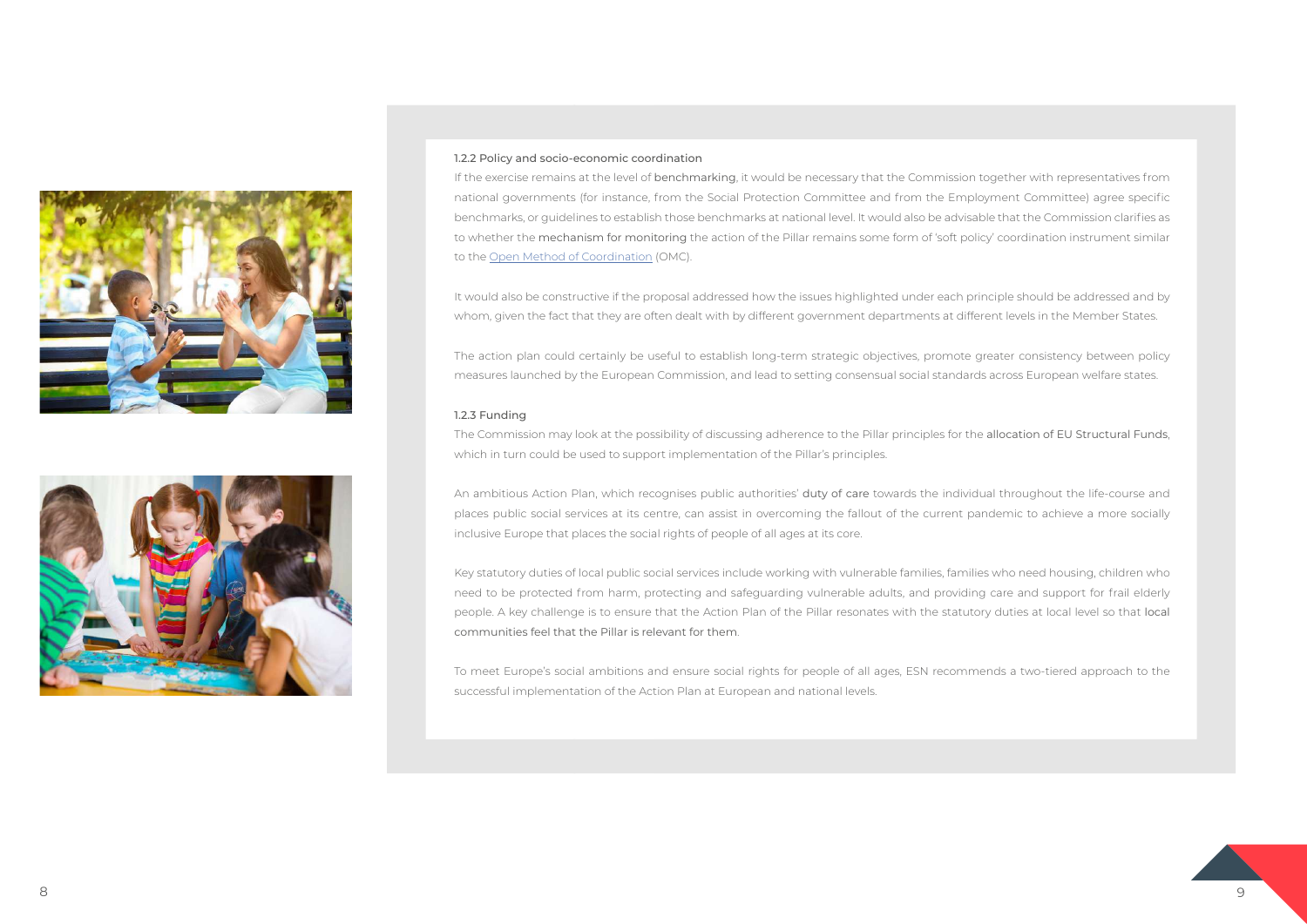### 1.2.2 Policy and socio-economic coordination

If the exercise remains at the level of benchmarking, it would be necessary that the Commission together with representatives from national governments (for instance, from the Social Protection Committee and from the Employment Committee) agree specific benchmarks, or guidelines to establish those benchmarks at national level. It would also be advisable that the Commission clarifies as to whether the mechanism for monitoring the action of the Pillar remains some form of 'soft policy' coordination instrument similar to the Open Method of Coordination (OMC).

It would also be constructive if the proposal addressed how the issues highlighted under each principle should be addressed and by whom, given the fact that they are often dealt with by different government departments at different levels in the Member States.

The action plan could certainly be useful to establish long-term strategic objectives, promote greater consistency between policy measures launched by the European Commission, and lead to setting consensual social standards across European welfare states.

### 1.2.3 Funding

The Commission may look at the possibility of discussing adherence to the Pillar principles for the allocation of EU Structural Funds, which in turn could be used to support implementation of the Pillar's principles.

An ambitious Action Plan, which recognises public authorities' duty of care towards the individual throughout the life-course and places public social services at its centre, can assist in overcoming the fallout of the current pandemic to achieve a more socially inclusive Europe that places the social rights of people of all ages at its core.

Key statutory duties of local public social services include working with vulnerable families, families who need housing, children who need to be protected from harm, protecting and safeguarding vulnerable adults, and providing care and support for frail elderly people. A key challenge is to ensure that the Action Plan of the Pillar resonates with the statutory duties at local level so that local communities feel that the Pillar is relevant for them.

To meet Europe's social ambitions and ensure social rights for people of all ages, ESN recommends a two-tiered approach to the successful implementation of the Action Plan at European and national levels.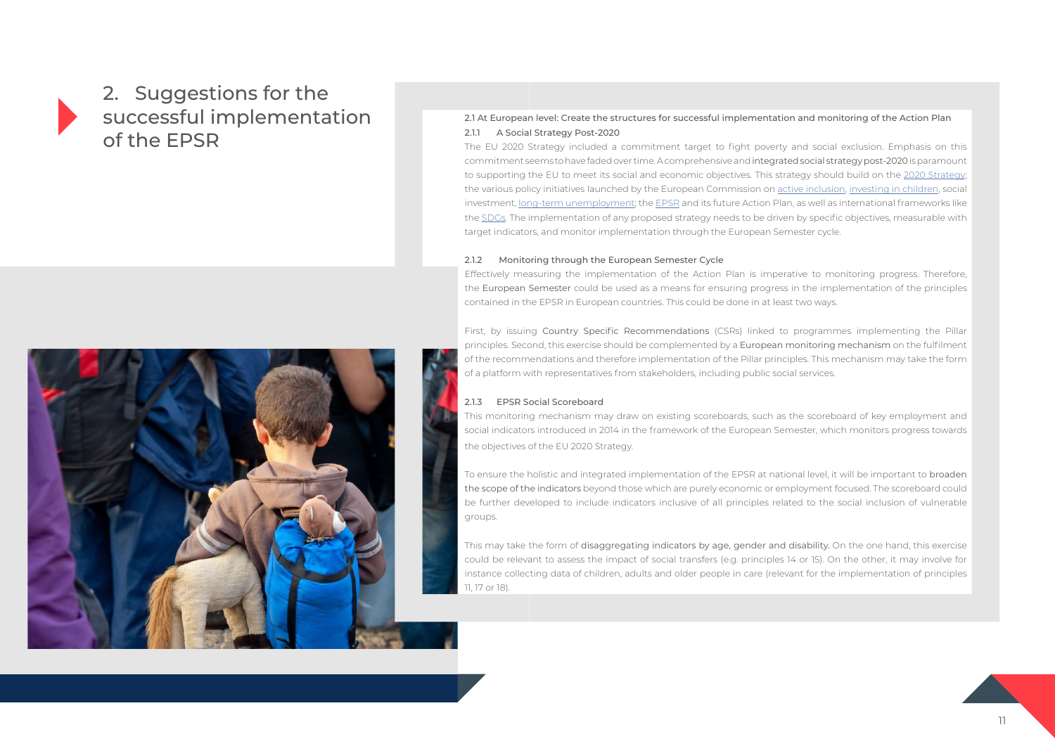# 2. Suggestions for the successful implementation of the EPSR

## 2.1 At European level: Create the structures for successful implementation and monitoring of the Action Plan

### 2.1.1 A Social Strategy Post-2020

The EU 2020 Strategy included a commitment target to fight poverty and social exclusion. Emphasis on this commitment seems to have faded over time. A comprehensive and integrated social strategy post-2020 is paramount to supporting the EU to meet its social and economic objectives. This strategy should build on the 2020 Strategy; the various policy initiatives launched by the European Commission on active inclusion, investing in children, social investment, long-term unemployment; the EPSR and its future Action Plan, as well as international frameworks like the SDGs. The implementation of any proposed strategy needs to be driven by specific objectives, measurable with target indicators, and monitor implementation through the European Semester cycle.

### 2.1.2 Monitoring through the European Semester Cycle

Effectively measuring the implementation of the Action Plan is imperative to monitoring progress. Therefore, the European Semester could be used as a means for ensuring progress in the implementation of the principles contained in the EPSR in European countries. This could be done in at least two ways.

First, by issuing Country Specific Recommendations (CSRs) linked to programmes implementing the Pillar principles. Second, this exercise should be complemented by a European monitoring mechanism on the fulfilment of the recommendations and therefore implementation of the Pillar principles. This mechanism may take the form of a platform with representatives from stakeholders, including public social services.

### 2.1.3 EPSR Social Scoreboard

This monitoring mechanism may draw on existing scoreboards, such as the scoreboard of key employment and social indicators introduced in 2014 in the framework of the European Semester, which monitors progress towards the objectives of the EU 2020 Strategy.

To ensure the holistic and integrated implementation of the EPSR at national level, it will be important to broaden the scope of the indicators beyond those which are purely economic or employment focused. The scoreboard could be further developed to include indicators inclusive of all principles related to the social inclusion of vulnerable groups.

This may take the form of disaggregating indicators by age, gender and disability. On the one hand, this exercise could be relevant to assess the impact of social transfers (e.g. principles 14 or 15). On the other, it may involve for instance collecting data of children, adults and older people in care (relevant for the implementation of principles 11, 17 or 18).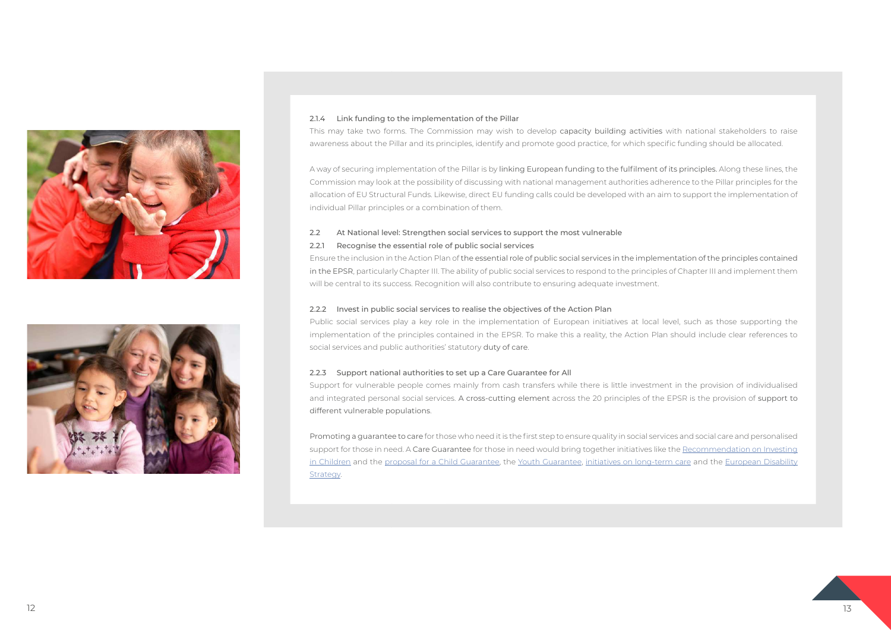#### 2.1.4 Link funding to the implementation of the Pillar

This may take two forms. The Commission may wish to develop capacity building activities with national stakeholders to raise awareness about the Pillar and its principles, identify and promote good practice, for which specific funding should be allocated.

A way of securing implementation of the Pillar is by linking European funding to the fulfilment of its principles. Along these lines, the Commission may look at the possibility of discussing with national management authorities adherence to the Pillar principles for the allocation of EU Structural Funds. Likewise, direct EU funding calls could be developed with an aim to support the implementation of individual Pillar principles or a combination of them.

### 2.2 At National level: Strengthen social services to support the most vulnerable

#### 2.2.1 Recognise the essential role of public social services

Ensure the inclusion in the Action Plan of the essential role of public social services in the implementation of the principles contained in the EPSR, particularly Chapter III. The ability of public social services to respond to the principles of Chapter III and implement them will be central to its success. Recognition will also contribute to ensuring adequate investment.

#### 2.2.2 Invest in public social services to realise the objectives of the Action Plan

Public social services play a key role in the implementation of European initiatives at local level, such as those supporting the implementation of the principles contained in the EPSR. To make this a reality, the Action Plan should include clear references to social services and public authorities' statutory duty of care.

#### 2.2.3 Support national authorities to set up a Care Guarantee for All

Support for vulnerable people comes mainly from cash transfers while there is little investment in the provision of individualised and integrated personal social services. A cross-cutting element across the 20 principles of the EPSR is the provision of support to different vulnerable populations.

Promoting a guarantee to care for those who need it is the first step to ensure quality in social services and social care and personalised support for those in need. A Care Guarantee for those in need would bring together initiatives like the Recommendation on Investing in Children and the proposal for a Child Guarantee, the Youth Guarantee, initiatives on long-term care and the European Disability Strategy.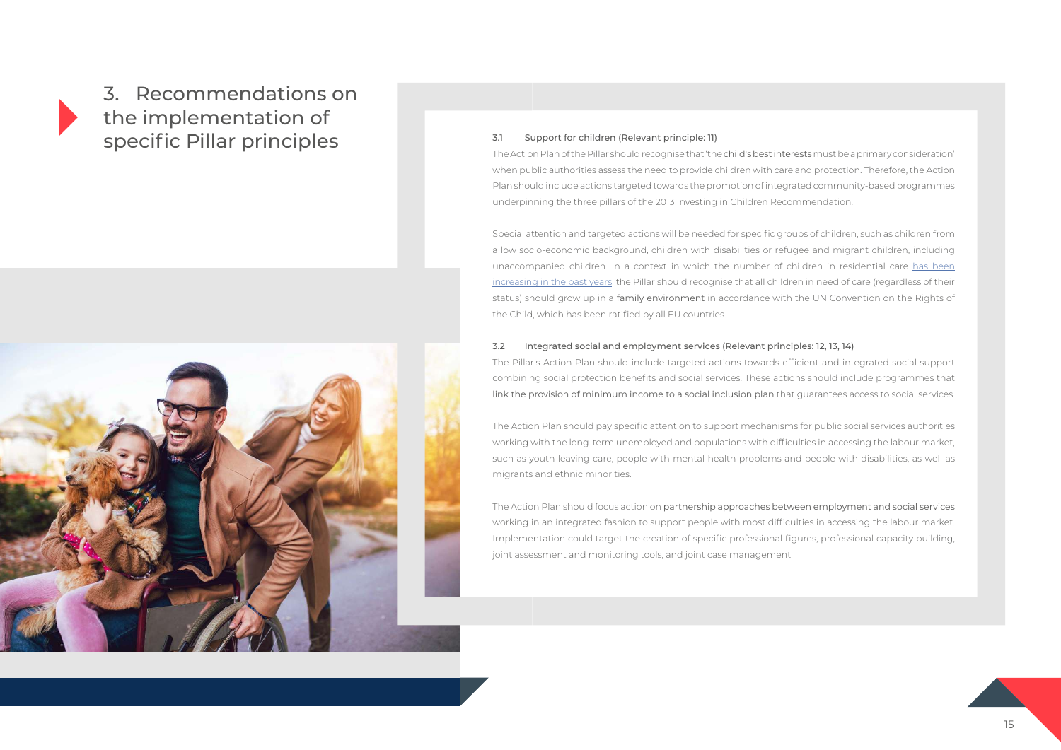# 3. Recommendations on the implementation of specific Pillar principles

### 3.1 Support for children (Relevant principle: 11)

The Action Plan of the Pillar should recognise that 'the child's best interests must be a primary consideration' when public authorities assess the need to provide children with care and protection. Therefore, the Action Plan should include actions targeted towards the promotion of integrated community-based programmes underpinning the three pillars of the 2013 Investing in Children Recommendation.

Special attention and targeted actions will be needed for specific groups of children, such as children from a low socio-economic background, children with disabilities or refugee and migrant children, including unaccompanied children. In a context in which the number of children in residential care has been increasing in the past years, the Pillar should recognise that all children in need of care (regardless of their status) should grow up in a family environment in accordance with the UN Convention on the Rights of the Child, which has been ratified by all EU countries.

### 3.2 Integrated social and employment services (Relevant principles: 12, 13, 14)

The Pillar's Action Plan should include targeted actions towards efficient and integrated social support combining social protection benefits and social services. These actions should include programmes that link the provision of minimum income to a social inclusion plan that guarantees access to social services.

The Action Plan should pay specific attention to support mechanisms for public social services authorities working with the long-term unemployed and populations with difficulties in accessing the labour market, such as youth leaving care, people with mental health problems and people with disabilities, as well as migrants and ethnic minorities.

The Action Plan should focus action on partnership approaches between employment and social services working in an integrated fashion to support people with most difficulties in accessing the labour market. Implementation could target the creation of specific professional figures, professional capacity building, joint assessment and monitoring tools, and joint case management.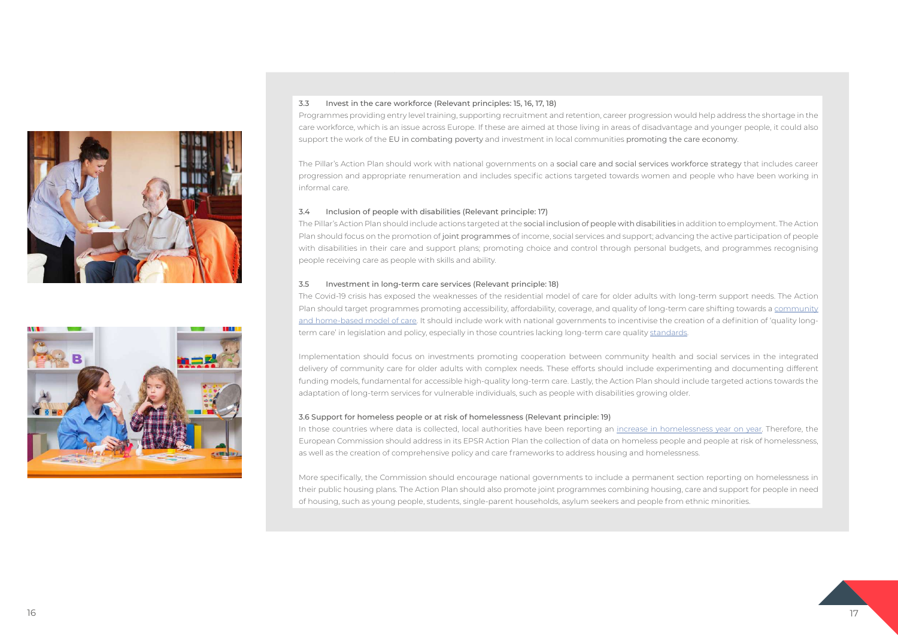### 3.3 Invest in the care workforce (Relevant principles: 15, 16, 17, 18)

Programmes providing entry level training, supporting recruitment and retention, career progression would help address the shortage in the care workforce, which is an issue across Europe. If these are aimed at those living in areas of disadvantage and younger people, it could also support the work of the EU in combating poverty and investment in local communities promoting the care economy.

The Pillar's Action Plan should work with national governments on a social care and social services workforce strategy that includes career progression and appropriate renumeration and includes specific actions targeted towards women and people who have been working in informal care.

### 3.4 Inclusion of people with disabilities (Relevant principle: 17)

The Pillar's Action Plan should include actions targeted at the social inclusion of people with disabilities in addition to employment. The Action Plan should focus on the promotion of joint programmes of income, social services and support; advancing the active participation of people with disabilities in their care and support plans; promoting choice and control through personal budgets, and programmes recognising people receiving care as people with skills and ability.

### 3.5 Investment in long-term care services (Relevant principle: 18)

The Covid-19 crisis has exposed the weaknesses of the residential model of care for older adults with long-term support needs. The Action Plan should target programmes promoting accessibility, affordability, coverage, and quality of long-term care shifting towards a community and home-based model of care. It should include work with national governments to incentivise the creation of a definition of 'quality long-term care' in legislation and policy, especially in those countries lacking long-term care quality standards.

Implementation should focus on investments promoting cooperation between community health and social services in the integrated delivery of community care for older adults with complex needs. These efforts should include experimenting and documenting different funding models, fundamental for accessible high-quality long-term care. Lastly, the Action Plan should include targeted actions towards the adaptation of long-term services for vulnerable individuals, such as people with disabilities growing older.

### 3.6 Support for homeless people or at risk of homelessness (Relevant principle: 19)

In those countries where data is collected, local authorities have been reporting an increase in homelessness year on year. Therefore, the European Commission should address in its EPSR Action Plan the collection of data on homeless people and people at risk of homelessness, as well as the creation of comprehensive policy and care frameworks to address housing and homelessness.

More specifically, the Commission should encourage national governments to include a permanent section reporting on homelessness in their public housing plans. The Action Plan should also promote joint programmes combining housing, care and support for people in need of housing, such as young people, students, single-parent households, asylum seekers and people from ethnic minorities.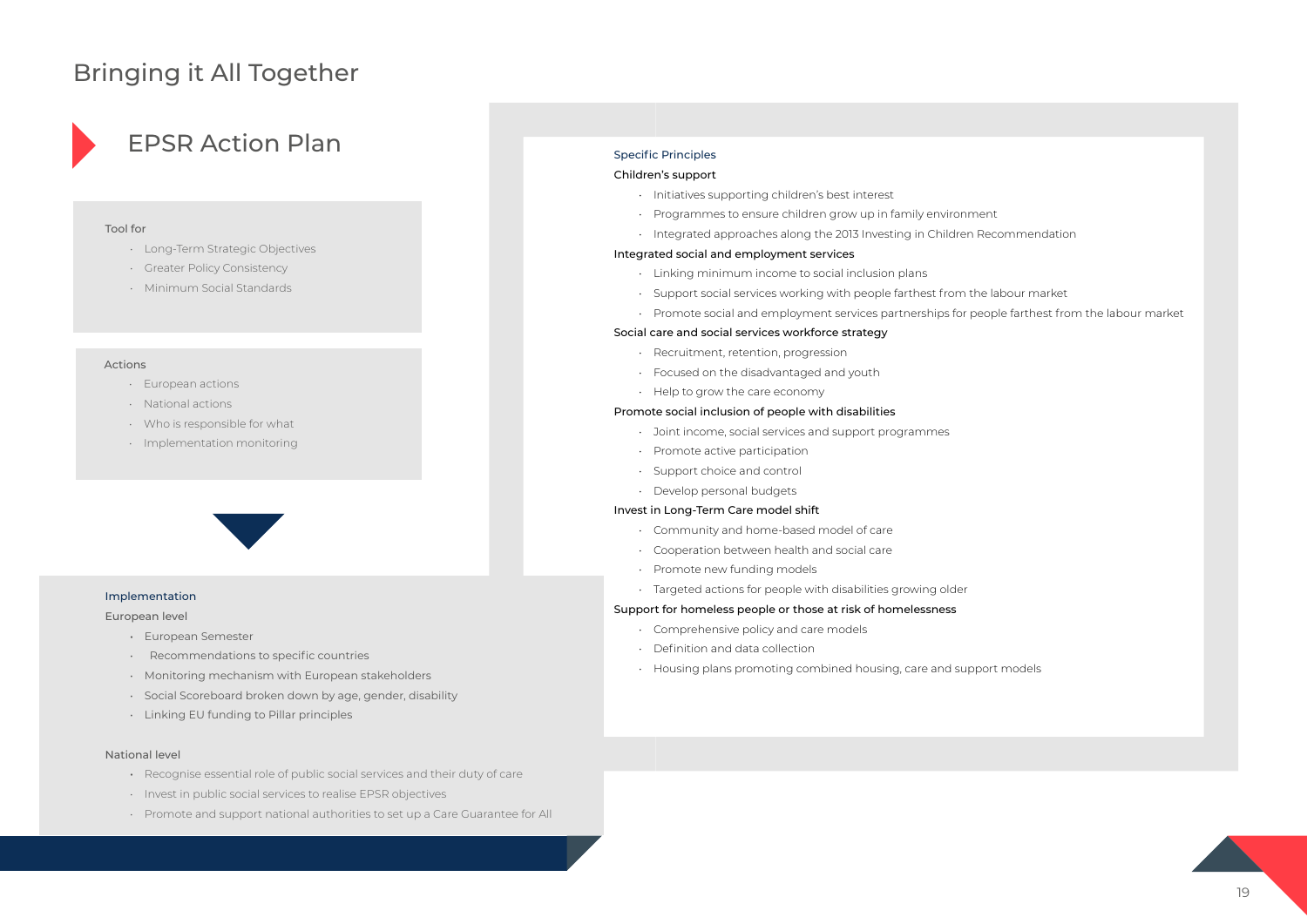# Bringing it All Together

## EPSR Action Plan

Tool for

- Long-Term Strategic Objectives
- Greater Policy Consistency
- Minimum Social Standards

Actions

- European actions
- National actions
- Who is responsible for what
- Implementation monitoring

### Implementation

European level

- European Semester
- Recommendations to specific countries
- Monitoring mechanism with European stakeholders
- Social Scoreboard broken down by age, gender, disability
- Linking EU funding to Pillar principles

National level

- Recognise essential role of public social services and their duty of care
- Invest in public social services to realise EPSR objectives
- Promote and support national authorities to set up a Care Guarantee for All

### Specific Principles

Children's support

- Initiatives supporting children's best interest
- Programmes to ensure children grow up in family environment
- Integrated approaches along the 2013 Investing in Children Recommendation

Integrated social and employment services

- Linking minimum income to social inclusion plans
- Support social services working with people farthest from the labour market
- Promote social and employment services partnerships for people farthest from the labour market

Social care and social services workforce strategy

- Recruitment, retention, progression
- Focused on the disadvantaged and youth
- Help to grow the care economy

Promote social inclusion of people with disabilities

- Joint income, social services and support programmes
- Promote active participation
- Support choice and control
- Develop personal budgets

Invest in Long-Term Care model shift

- Community and home-based model of care
- Cooperation between health and social care
- Promote new funding models
- Targeted actions for people with disabilities growing older

Support for homeless people or those at risk of homelessness

- Comprehensive policy and care models
- Definition and data collection
- Housing plans promoting combined housing, care and support models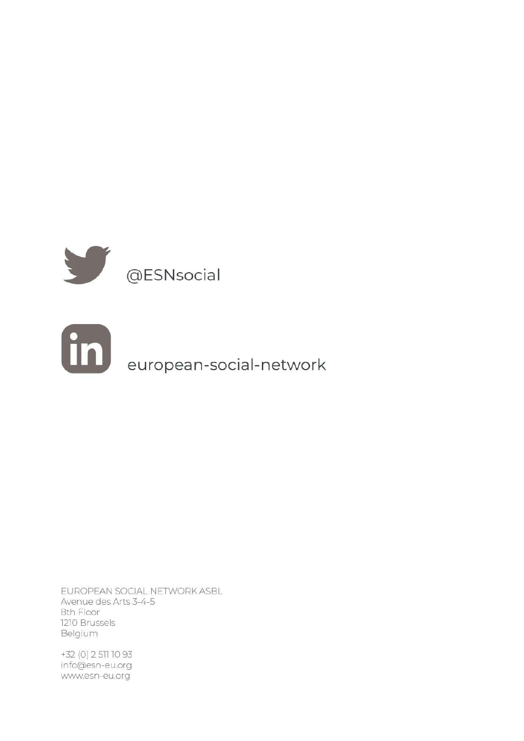@ESNsocial

european-social-network

EUROPEAN SOCIAL NETWORK ASBL
Avenue des Arts 3-4-5
8th Floor
1210 Brussels
Belgium

+32 (0) 2 511 10 93
info@esn-eu.org
www.esn-eu.org